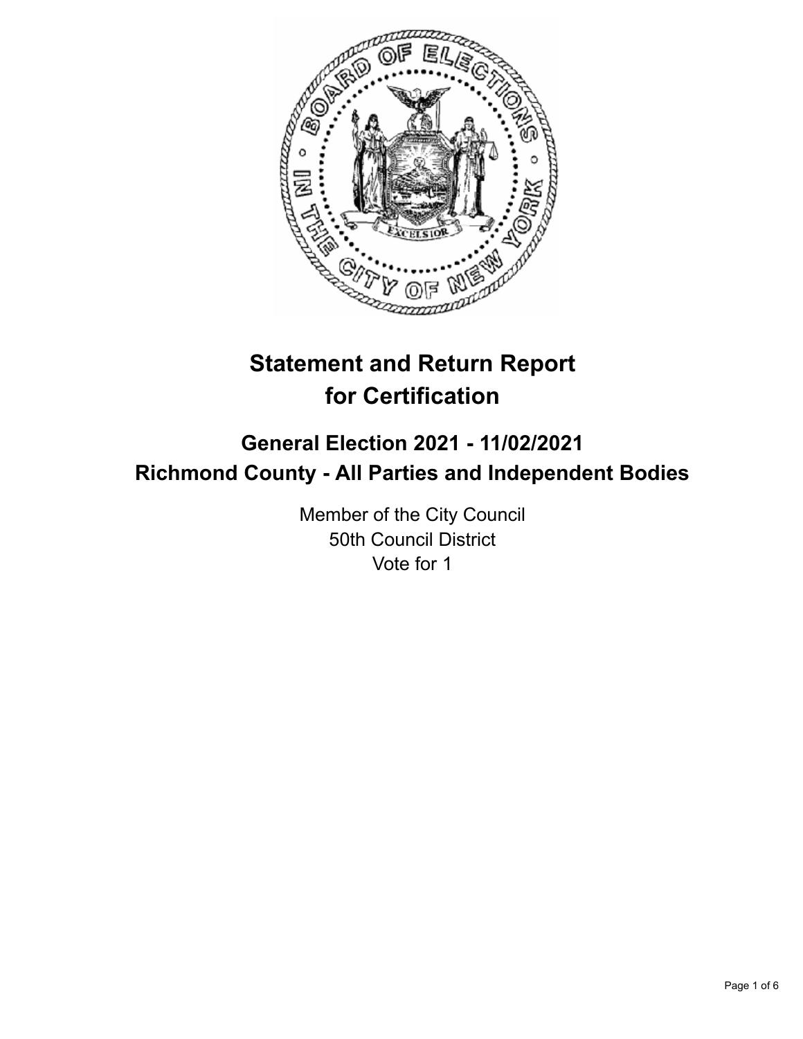# Statement and Return Report for Certification

## General Election 2021 - 11/02/2021
## Richmond County - All Parties and Independent Bodies

Member of the City Council
50th Council District
Vote for 1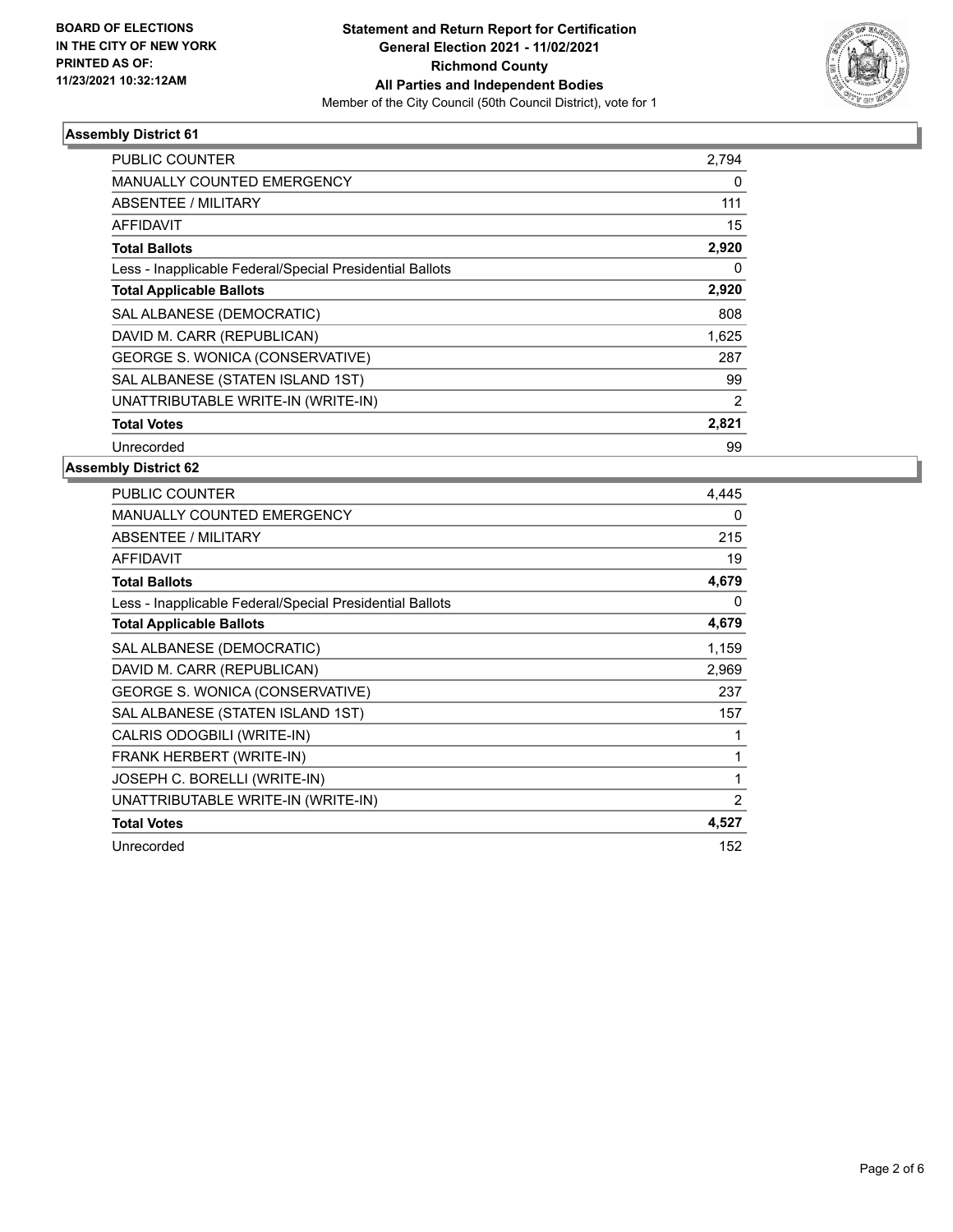**BOARD OF ELECTIONS IN THE CITY OF NEW YORK PRINTED AS OF: 11/23/2021 10:32:12AM**

**Statement and Return Report for Certification**
**General Election 2021 - 11/02/2021**
**Richmond County**
**All Parties and Independent Bodies**
Member of the City Council (50th Council District), vote for 1

## Assembly District 61

| | |
|---|---|
| PUBLIC COUNTER | 2,794 |
| MANUALLY COUNTED EMERGENCY | 0 |
| ABSENTEE / MILITARY | 111 |
| AFFIDAVIT | 15 |
| **Total Ballots** | **2,920** |
| Less - Inapplicable Federal/Special Presidential Ballots | 0 |
| **Total Applicable Ballots** | **2,920** |
| SAL ALBANESE (DEMOCRATIC) | 808 |
| DAVID M. CARR (REPUBLICAN) | 1,625 |
| GEORGE S. WONICA (CONSERVATIVE) | 287 |
| SAL ALBANESE (STATEN ISLAND 1ST) | 99 |
| UNATTRIBUTABLE WRITE-IN (WRITE-IN) | 2 |
| **Total Votes** | **2,821** |
| Unrecorded | 99 |

## Assembly District 62

| | |
|---|---|
| PUBLIC COUNTER | 4,445 |
| MANUALLY COUNTED EMERGENCY | 0 |
| ABSENTEE / MILITARY | 215 |
| AFFIDAVIT | 19 |
| **Total Ballots** | **4,679** |
| Less - Inapplicable Federal/Special Presidential Ballots | 0 |
| **Total Applicable Ballots** | **4,679** |
| SAL ALBANESE (DEMOCRATIC) | 1,159 |
| DAVID M. CARR (REPUBLICAN) | 2,969 |
| GEORGE S. WONICA (CONSERVATIVE) | 237 |
| SAL ALBANESE (STATEN ISLAND 1ST) | 157 |
| CALRIS ODOGBILI (WRITE-IN) | 1 |
| FRANK HERBERT (WRITE-IN) | 1 |
| JOSEPH C. BORELLI (WRITE-IN) | 1 |
| UNATTRIBUTABLE WRITE-IN (WRITE-IN) | 2 |
| **Total Votes** | **4,527** |
| Unrecorded | 152 |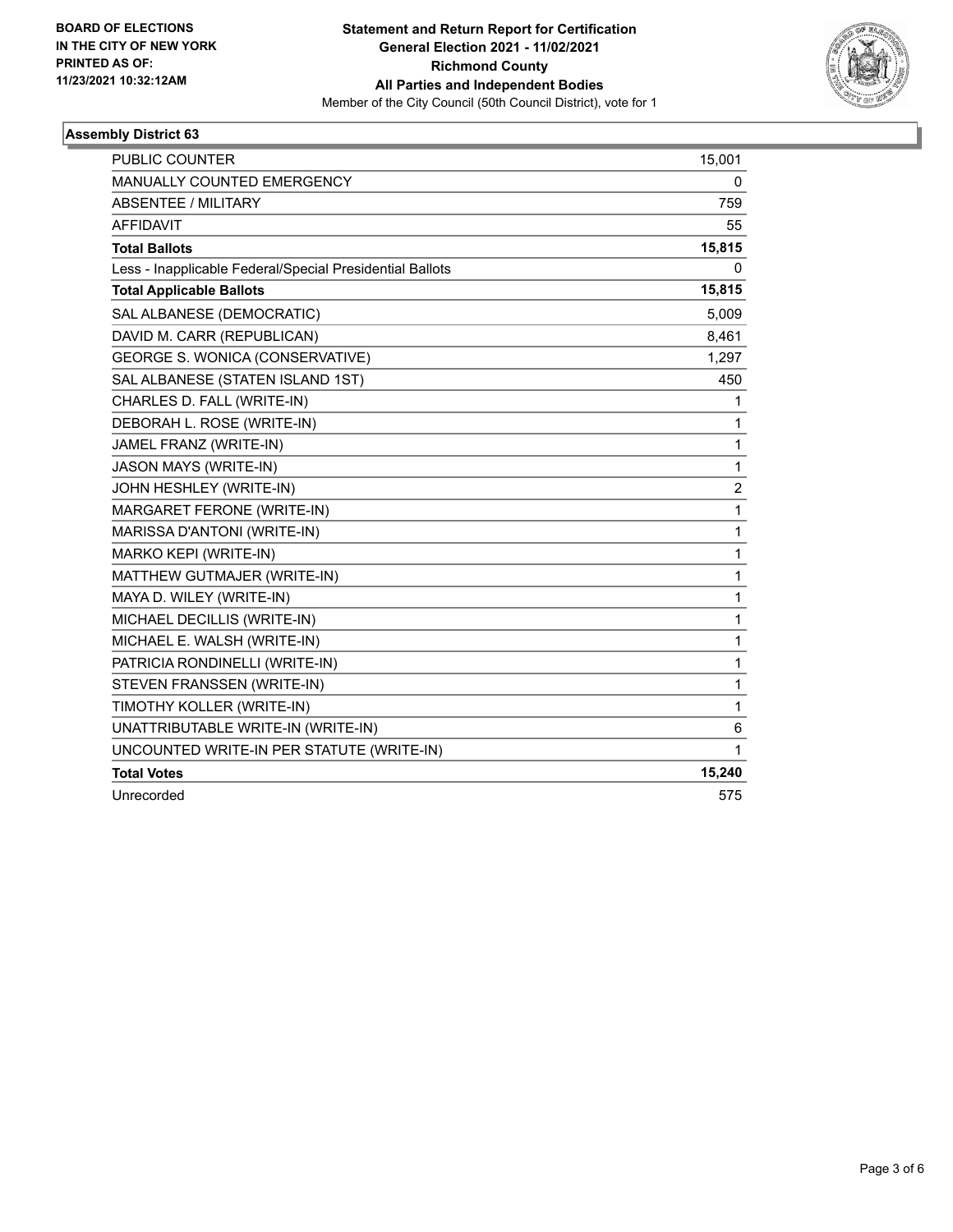BOARD OF ELECTIONS
IN THE CITY OF NEW YORK
PRINTED AS OF:
11/23/2021 10:32:12AM

**Statement and Return Report for Certification**
**General Election 2021 - 11/02/2021**
**Richmond County**
**All Parties and Independent Bodies**
Member of the City Council (50th Council District), vote for 1

### Assembly District 63

| | |
|---|---|
| PUBLIC COUNTER | 15,001 |
| MANUALLY COUNTED EMERGENCY | 0 |
| ABSENTEE / MILITARY | 759 |
| AFFIDAVIT | 55 |
| **Total Ballots** | **15,815** |
| Less - Inapplicable Federal/Special Presidential Ballots | 0 |
| **Total Applicable Ballots** | **15,815** |
| SAL ALBANESE (DEMOCRATIC) | 5,009 |
| DAVID M. CARR (REPUBLICAN) | 8,461 |
| GEORGE S. WONICA (CONSERVATIVE) | 1,297 |
| SAL ALBANESE (STATEN ISLAND 1ST) | 450 |
| CHARLES D. FALL (WRITE-IN) | 1 |
| DEBORAH L. ROSE (WRITE-IN) | 1 |
| JAMEL FRANZ (WRITE-IN) | 1 |
| JASON MAYS (WRITE-IN) | 1 |
| JOHN HESHLEY (WRITE-IN) | 2 |
| MARGARET FERONE (WRITE-IN) | 1 |
| MARISSA D'ANTONI (WRITE-IN) | 1 |
| MARKO KEPI (WRITE-IN) | 1 |
| MATTHEW GUTMAJER (WRITE-IN) | 1 |
| MAYA D. WILEY (WRITE-IN) | 1 |
| MICHAEL DECILLIS (WRITE-IN) | 1 |
| MICHAEL E. WALSH (WRITE-IN) | 1 |
| PATRICIA RONDINELLI (WRITE-IN) | 1 |
| STEVEN FRANSSEN (WRITE-IN) | 1 |
| TIMOTHY KOLLER (WRITE-IN) | 1 |
| UNATTRIBUTABLE WRITE-IN (WRITE-IN) | 6 |
| UNCOUNTED WRITE-IN PER STATUTE (WRITE-IN) | 1 |
| **Total Votes** | **15,240** |
| Unrecorded | 575 |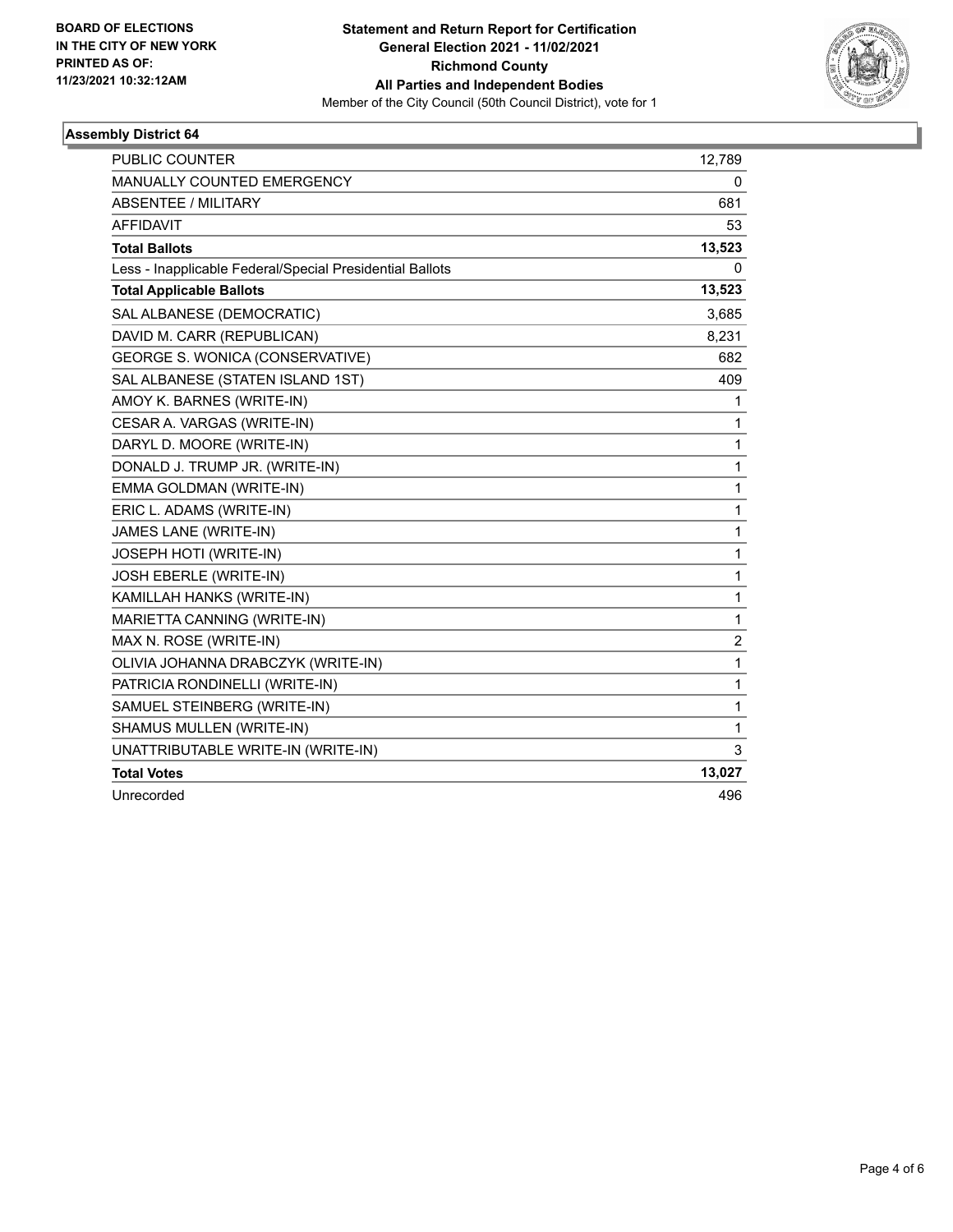**BOARD OF ELECTIONS IN THE CITY OF NEW YORK PRINTED AS OF: 11/23/2021 10:32:12AM**

# Statement and Return Report for Certification General Election 2021 - 11/02/2021 Richmond County All Parties and Independent Bodies

Member of the City Council (50th Council District), vote for 1

## Assembly District 64

| | |
|---|---|
| PUBLIC COUNTER | 12,789 |
| MANUALLY COUNTED EMERGENCY | 0 |
| ABSENTEE / MILITARY | 681 |
| AFFIDAVIT | 53 |
| **Total Ballots** | **13,523** |
| Less - Inapplicable Federal/Special Presidential Ballots | 0 |
| **Total Applicable Ballots** | **13,523** |
| SAL ALBANESE (DEMOCRATIC) | 3,685 |
| DAVID M. CARR (REPUBLICAN) | 8,231 |
| GEORGE S. WONICA (CONSERVATIVE) | 682 |
| SAL ALBANESE (STATEN ISLAND 1ST) | 409 |
| AMOY K. BARNES (WRITE-IN) | 1 |
| CESAR A. VARGAS (WRITE-IN) | 1 |
| DARYL D. MOORE (WRITE-IN) | 1 |
| DONALD J. TRUMP JR. (WRITE-IN) | 1 |
| EMMA GOLDMAN (WRITE-IN) | 1 |
| ERIC L. ADAMS (WRITE-IN) | 1 |
| JAMES LANE (WRITE-IN) | 1 |
| JOSEPH HOTI (WRITE-IN) | 1 |
| JOSH EBERLE (WRITE-IN) | 1 |
| KAMILLAH HANKS (WRITE-IN) | 1 |
| MARIETTA CANNING (WRITE-IN) | 1 |
| MAX N. ROSE (WRITE-IN) | 2 |
| OLIVIA JOHANNA DRABCZYK (WRITE-IN) | 1 |
| PATRICIA RONDINELLI (WRITE-IN) | 1 |
| SAMUEL STEINBERG (WRITE-IN) | 1 |
| SHAMUS MULLEN (WRITE-IN) | 1 |
| UNATTRIBUTABLE WRITE-IN (WRITE-IN) | 3 |
| **Total Votes** | **13,027** |
| Unrecorded | 496 |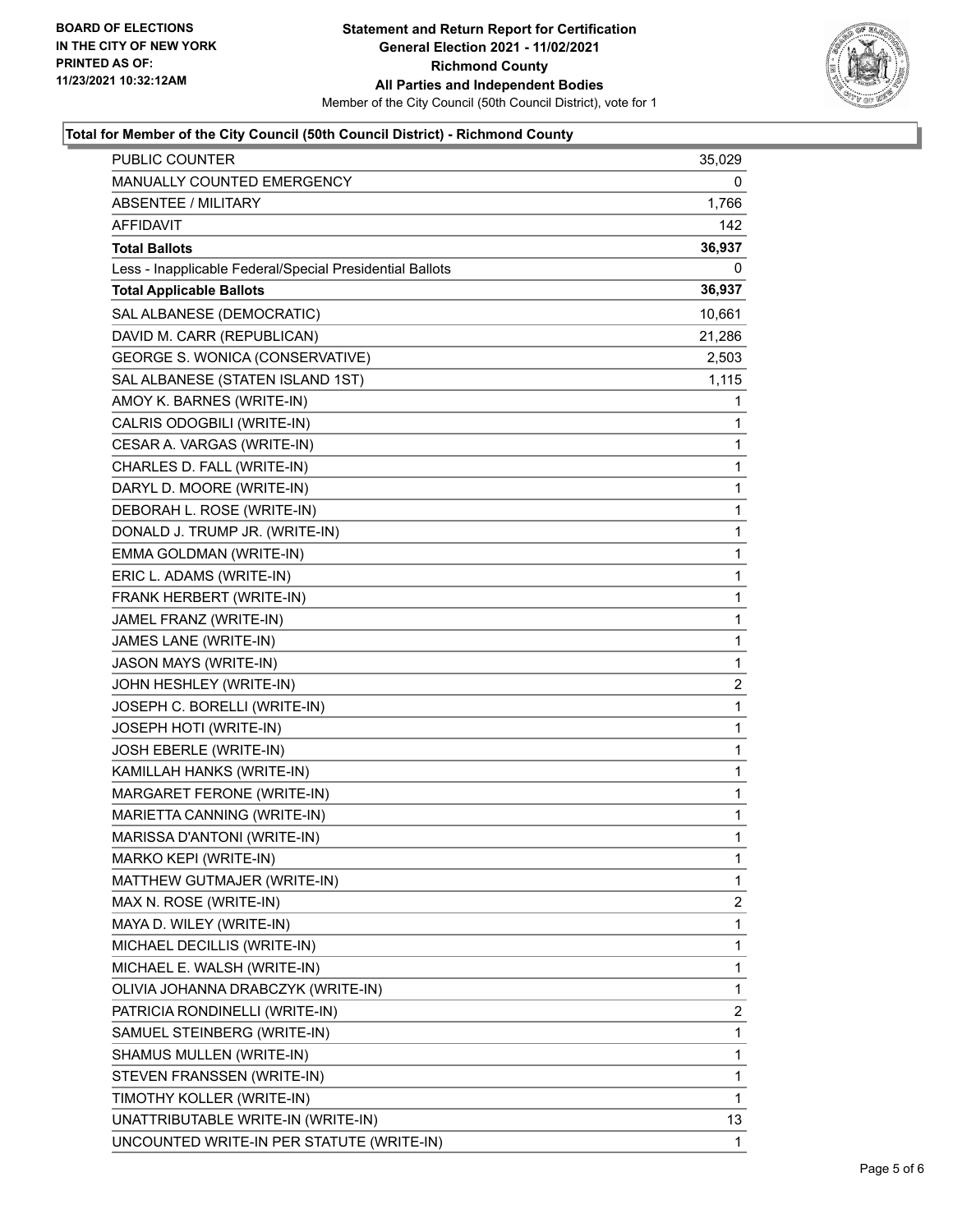**BOARD OF ELECTIONS IN THE CITY OF NEW YORK PRINTED AS OF: 11/23/2021 10:32:12AM**

**Statement and Return Report for Certification General Election 2021 - 11/02/2021 Richmond County All Parties and Independent Bodies**

Member of the City Council (50th Council District), vote for 1

### Total for Member of the City Council (50th Council District) - Richmond County

| | |
|---|---|
| PUBLIC COUNTER | 35,029 |
| MANUALLY COUNTED EMERGENCY | 0 |
| ABSENTEE / MILITARY | 1,766 |
| AFFIDAVIT | 142 |
| **Total Ballots** | **36,937** |
| Less - Inapplicable Federal/Special Presidential Ballots | 0 |
| **Total Applicable Ballots** | **36,937** |
| SAL ALBANESE (DEMOCRATIC) | 10,661 |
| DAVID M. CARR (REPUBLICAN) | 21,286 |
| GEORGE S. WONICA (CONSERVATIVE) | 2,503 |
| SAL ALBANESE (STATEN ISLAND 1ST) | 1,115 |
| AMOY K. BARNES (WRITE-IN) | 1 |
| CALRIS ODOGBILI (WRITE-IN) | 1 |
| CESAR A. VARGAS (WRITE-IN) | 1 |
| CHARLES D. FALL (WRITE-IN) | 1 |
| DARYL D. MOORE (WRITE-IN) | 1 |
| DEBORAH L. ROSE (WRITE-IN) | 1 |
| DONALD J. TRUMP JR. (WRITE-IN) | 1 |
| EMMA GOLDMAN (WRITE-IN) | 1 |
| ERIC L. ADAMS (WRITE-IN) | 1 |
| FRANK HERBERT (WRITE-IN) | 1 |
| JAMEL FRANZ (WRITE-IN) | 1 |
| JAMES LANE (WRITE-IN) | 1 |
| JASON MAYS (WRITE-IN) | 1 |
| JOHN HESHLEY (WRITE-IN) | 2 |
| JOSEPH C. BORELLI (WRITE-IN) | 1 |
| JOSEPH HOTI (WRITE-IN) | 1 |
| JOSH EBERLE (WRITE-IN) | 1 |
| KAMILLAH HANKS (WRITE-IN) | 1 |
| MARGARET FERONE (WRITE-IN) | 1 |
| MARIETTA CANNING (WRITE-IN) | 1 |
| MARISSA D'ANTONI (WRITE-IN) | 1 |
| MARKO KEPI (WRITE-IN) | 1 |
| MATTHEW GUTMAJER (WRITE-IN) | 1 |
| MAX N. ROSE (WRITE-IN) | 2 |
| MAYA D. WILEY (WRITE-IN) | 1 |
| MICHAEL DECILLIS (WRITE-IN) | 1 |
| MICHAEL E. WALSH (WRITE-IN) | 1 |
| OLIVIA JOHANNA DRABCZYK (WRITE-IN) | 1 |
| PATRICIA RONDINELLI (WRITE-IN) | 2 |
| SAMUEL STEINBERG (WRITE-IN) | 1 |
| SHAMUS MULLEN (WRITE-IN) | 1 |
| STEVEN FRANSSEN (WRITE-IN) | 1 |
| TIMOTHY KOLLER (WRITE-IN) | 1 |
| UNATTRIBUTABLE WRITE-IN (WRITE-IN) | 13 |
| UNCOUNTED WRITE-IN PER STATUTE (WRITE-IN) | 1 |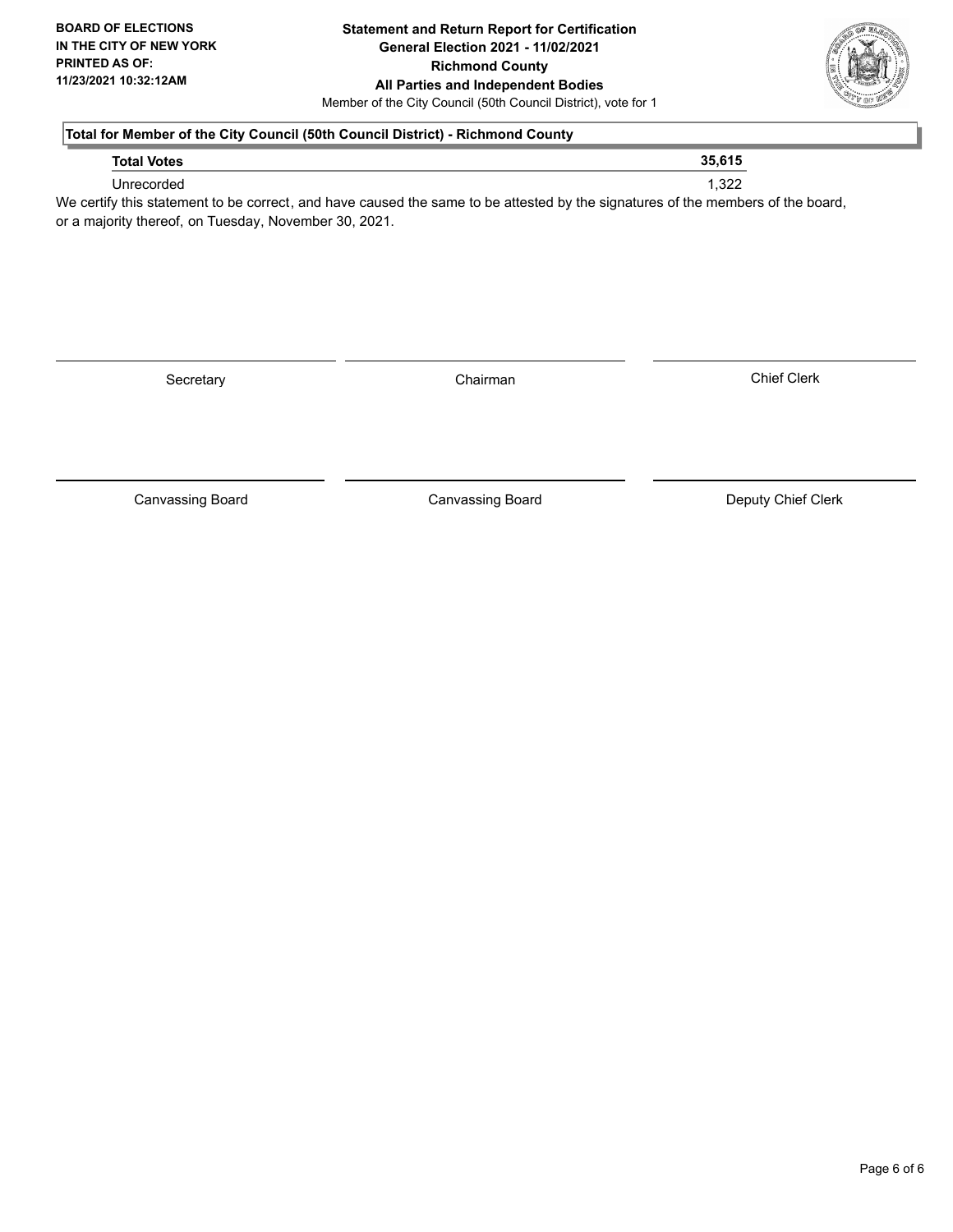## Total for Member of the City Council (50th Council District) - Richmond County

| | |
|---|---|
| **Total Votes** | **35,615** |
| Unrecorded | 1,322 |

We certify this statement to be correct, and have caused the same to be attested by the signatures of the members of the board, or a majority thereof, on Tuesday, November 30, 2021.

| | | |
|---|---|---|
| Secretary | Chairman | Chief Clerk |
| Canvassing Board | Canvassing Board | Deputy Chief Clerk |